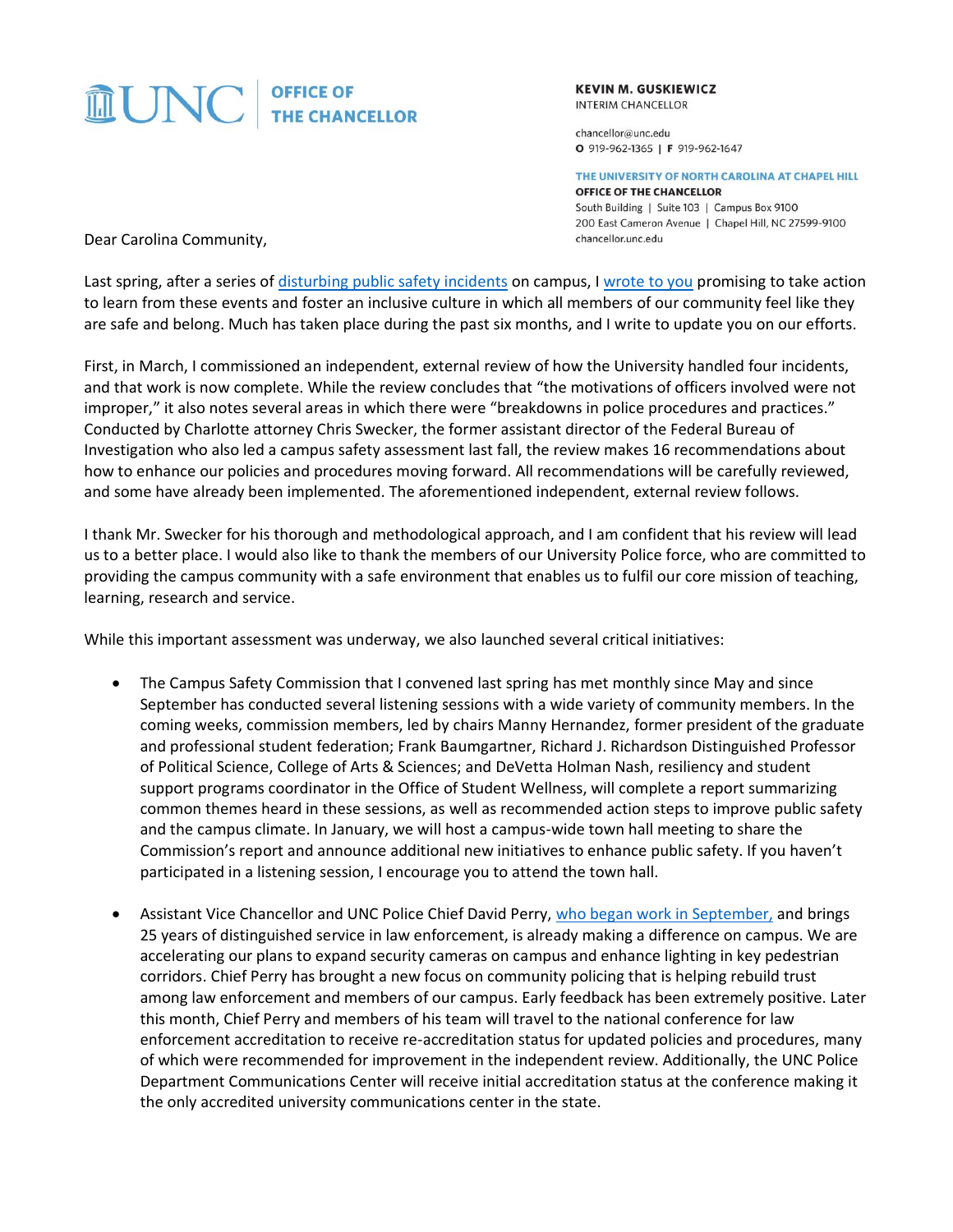**UNC | OFFICE OF THE CHANCELLOR**

**KEVIN M. GUSKIEWICZ**
INTERIM CHANCELLOR

chancellor@unc.edu
O 919-962-1365 | F 919-962-1647

**THE UNIVERSITY OF NORTH CAROLINA AT CHAPEL HILL**
**OFFICE OF THE CHANCELLOR**
South Building | Suite 103 | Campus Box 9100
200 East Cameron Avenue | Chapel Hill, NC 27599-9100
chancellor.unc.edu

Dear Carolina Community,

Last spring, after a series of disturbing public safety incidents on campus, I wrote to you promising to take action to learn from these events and foster an inclusive culture in which all members of our community feel like they are safe and belong. Much has taken place during the past six months, and I write to update you on our efforts.

First, in March, I commissioned an independent, external review of how the University handled four incidents, and that work is now complete. While the review concludes that "the motivations of officers involved were not improper," it also notes several areas in which there were "breakdowns in police procedures and practices." Conducted by Charlotte attorney Chris Swecker, the former assistant director of the Federal Bureau of Investigation who also led a campus safety assessment last fall, the review makes 16 recommendations about how to enhance our policies and procedures moving forward. All recommendations will be carefully reviewed, and some have already been implemented. The aforementioned independent, external review follows.

I thank Mr. Swecker for his thorough and methodological approach, and I am confident that his review will lead us to a better place. I would also like to thank the members of our University Police force, who are committed to providing the campus community with a safe environment that enables us to fulfil our core mission of teaching, learning, research and service.

While this important assessment was underway, we also launched several critical initiatives:

- The Campus Safety Commission that I convened last spring has met monthly since May and since September has conducted several listening sessions with a wide variety of community members. In the coming weeks, commission members, led by chairs Manny Hernandez, former president of the graduate and professional student federation; Frank Baumgartner, Richard J. Richardson Distinguished Professor of Political Science, College of Arts & Sciences; and DeVetta Holman Nash, resiliency and student support programs coordinator in the Office of Student Wellness, will complete a report summarizing common themes heard in these sessions, as well as recommended action steps to improve public safety and the campus climate. In January, we will host a campus-wide town hall meeting to share the Commission's report and announce additional new initiatives to enhance public safety. If you haven't participated in a listening session, I encourage you to attend the town hall.

- Assistant Vice Chancellor and UNC Police Chief David Perry, who began work in September, and brings 25 years of distinguished service in law enforcement, is already making a difference on campus. We are accelerating our plans to expand security cameras on campus and enhance lighting in key pedestrian corridors. Chief Perry has brought a new focus on community policing that is helping rebuild trust among law enforcement and members of our campus. Early feedback has been extremely positive. Later this month, Chief Perry and members of his team will travel to the national conference for law enforcement accreditation to receive re-accreditation status for updated policies and procedures, many of which were recommended for improvement in the independent review. Additionally, the UNC Police Department Communications Center will receive initial accreditation status at the conference making it the only accredited university communications center in the state.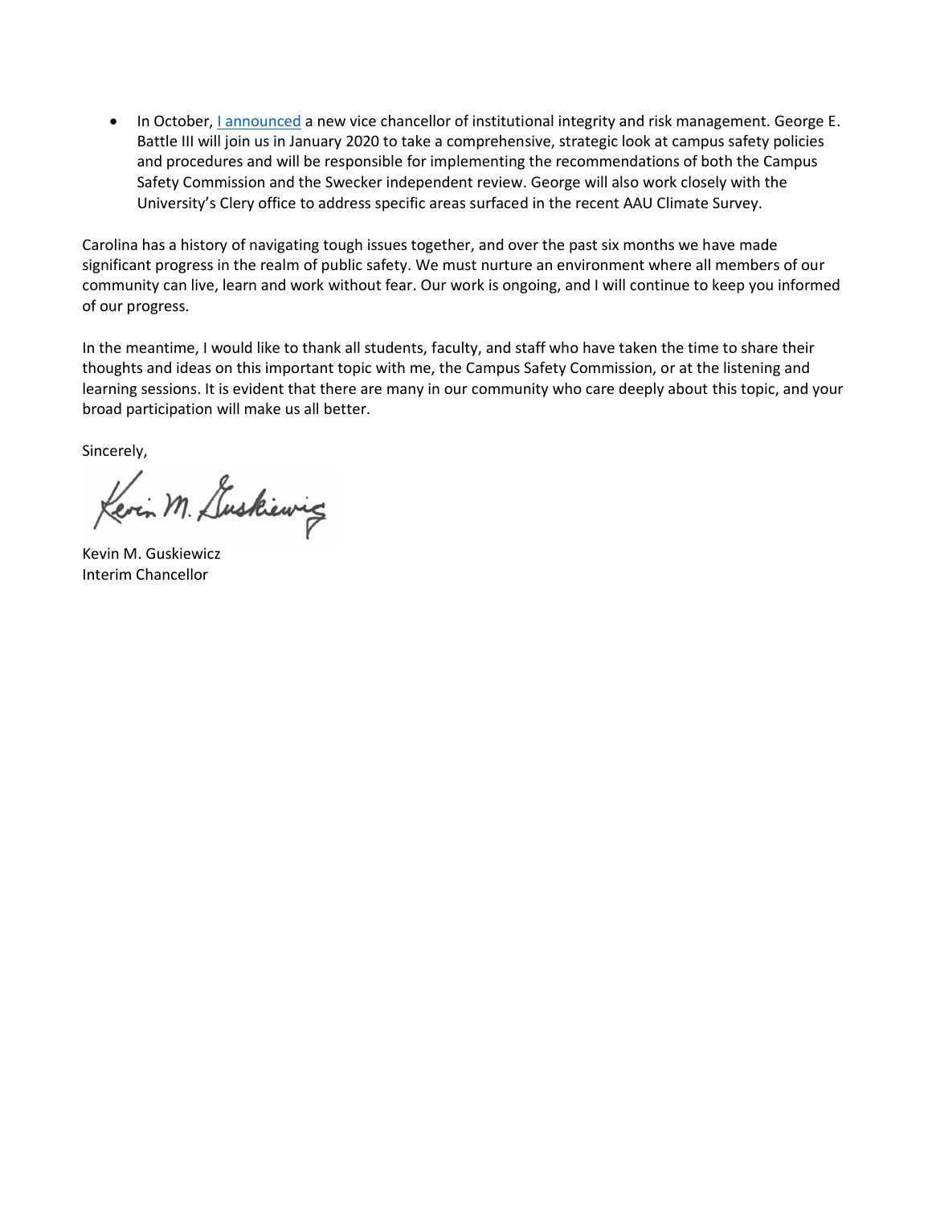- In October, [I announced](#) a new vice chancellor of institutional integrity and risk management. George E. Battle III will join us in January 2020 to take a comprehensive, strategic look at campus safety policies and procedures and will be responsible for implementing the recommendations of both the Campus Safety Commission and the Swecker independent review. George will also work closely with the University's Clery office to address specific areas surfaced in the recent AAU Climate Survey.

Carolina has a history of navigating tough issues together, and over the past six months we have made significant progress in the realm of public safety. We must nurture an environment where all members of our community can live, learn and work without fear. Our work is ongoing, and I will continue to keep you informed of our progress.

In the meantime, I would like to thank all students, faculty, and staff who have taken the time to share their thoughts and ideas on this important topic with me, the Campus Safety Commission, or at the listening and learning sessions. It is evident that there are many in our community who care deeply about this topic, and your broad participation will make us all better.

Sincerely,

Kevin M. Guskiewicz
Interim Chancellor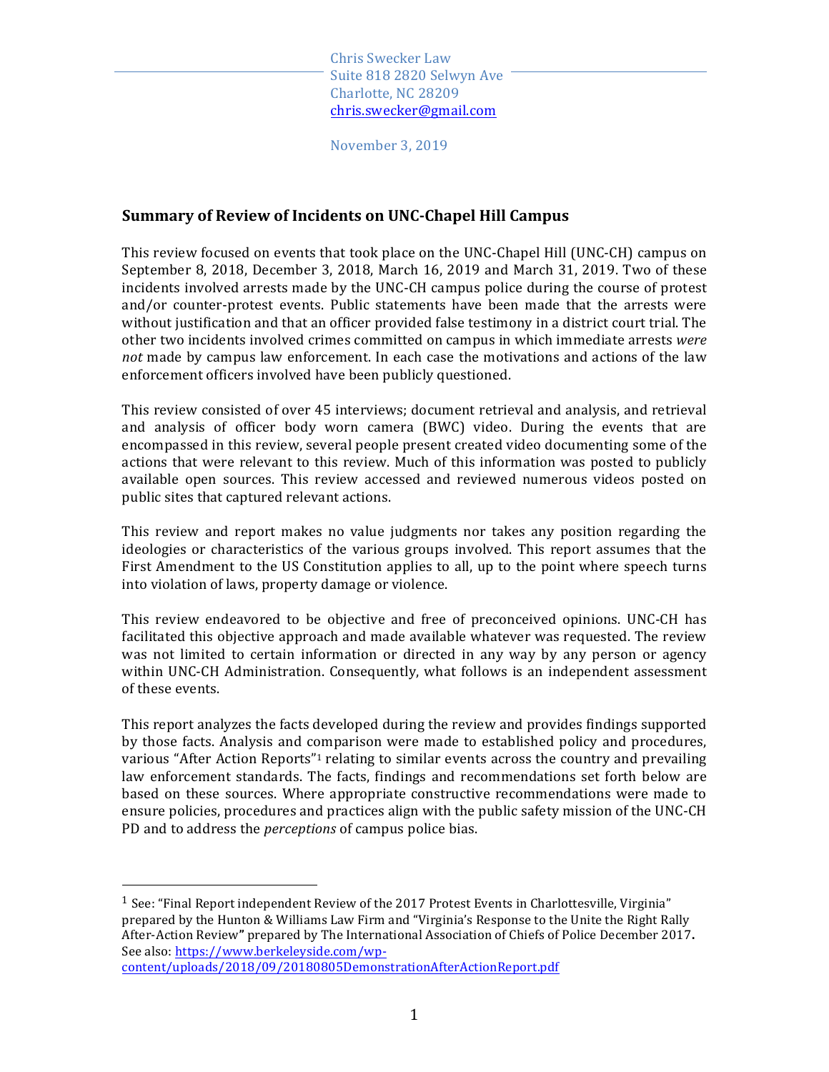Chris Swecker Law
Suite 818 2820 Selwyn Ave
Charlotte, NC 28209
chris.swecker@gmail.com

November 3, 2019

## Summary of Review of Incidents on UNC-Chapel Hill Campus

This review focused on events that took place on the UNC-Chapel Hill (UNC-CH) campus on September 8, 2018, December 3, 2018, March 16, 2019 and March 31, 2019. Two of these incidents involved arrests made by the UNC-CH campus police during the course of protest and/or counter-protest events. Public statements have been made that the arrests were without justification and that an officer provided false testimony in a district court trial. The other two incidents involved crimes committed on campus in which immediate arrests *were not* made by campus law enforcement. In each case the motivations and actions of the law enforcement officers involved have been publicly questioned.

This review consisted of over 45 interviews; document retrieval and analysis, and retrieval and analysis of officer body worn camera (BWC) video. During the events that are encompassed in this review, several people present created video documenting some of the actions that were relevant to this review. Much of this information was posted to publicly available open sources. This review accessed and reviewed numerous videos posted on public sites that captured relevant actions.

This review and report makes no value judgments nor takes any position regarding the ideologies or characteristics of the various groups involved. This report assumes that the First Amendment to the US Constitution applies to all, up to the point where speech turns into violation of laws, property damage or violence.

This review endeavored to be objective and free of preconceived opinions. UNC-CH has facilitated this objective approach and made available whatever was requested. The review was not limited to certain information or directed in any way by any person or agency within UNC-CH Administration. Consequently, what follows is an independent assessment of these events.

This report analyzes the facts developed during the review and provides findings supported by those facts. Analysis and comparison were made to established policy and procedures, various "After Action Reports"[1] relating to similar events across the country and prevailing law enforcement standards. The facts, findings and recommendations set forth below are based on these sources. Where appropriate constructive recommendations were made to ensure policies, procedures and practices align with the public safety mission of the UNC-CH PD and to address the *perceptions* of campus police bias.

---

[1] See: "Final Report independent Review of the 2017 Protest Events in Charlottesville, Virginia" prepared by the Hunton & Williams Law Firm and "Virginia's Response to the Unite the Right Rally After-Action Review" prepared by The International Association of Chiefs of Police December 2017**.** See also: https://www.berkeleyside.com/wp-content/uploads/2018/09/20180805DemonstrationAfterActionReport.pdf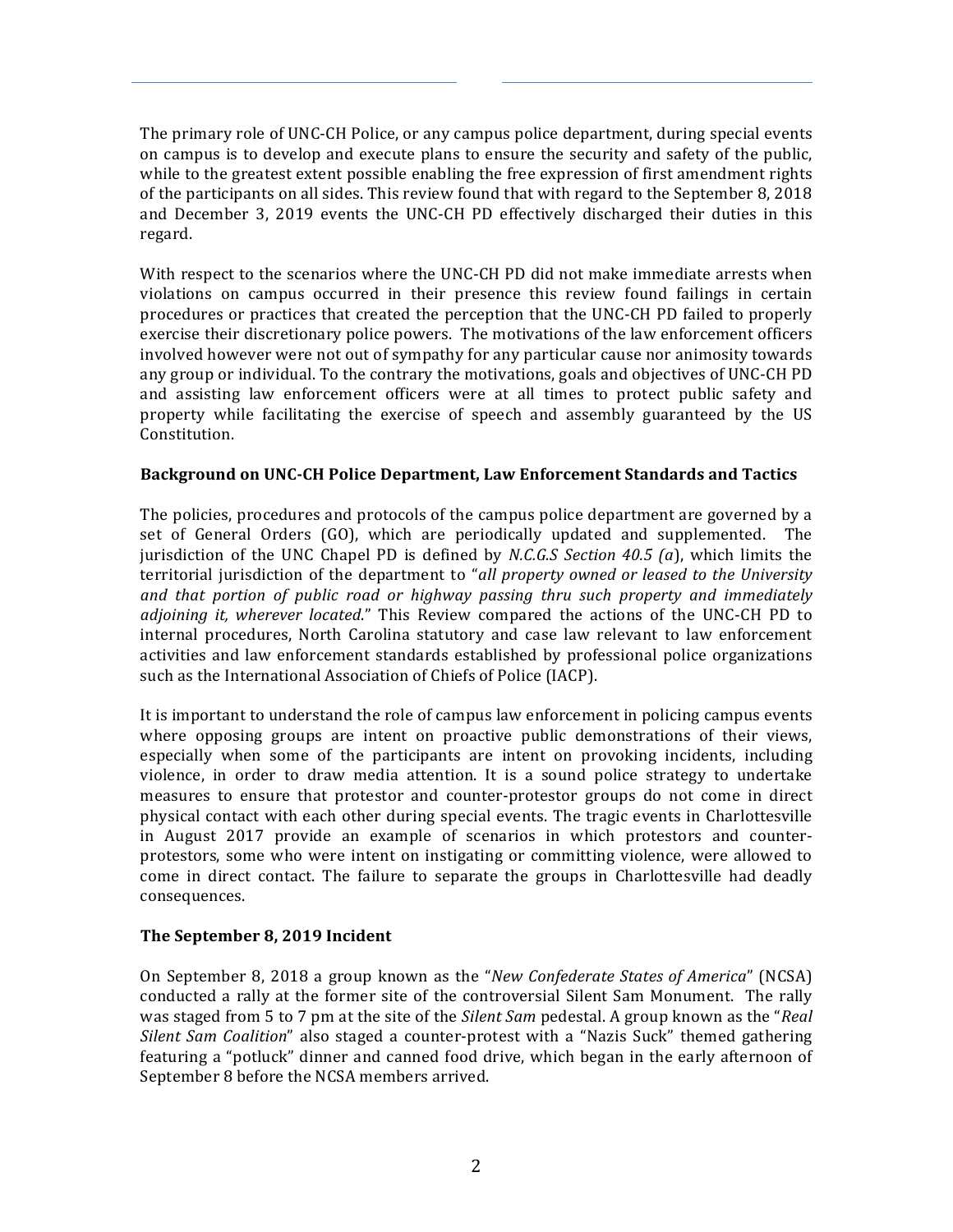The primary role of UNC-CH Police, or any campus police department, during special events on campus is to develop and execute plans to ensure the security and safety of the public, while to the greatest extent possible enabling the free expression of first amendment rights of the participants on all sides. This review found that with regard to the September 8, 2018 and December 3, 2019 events the UNC-CH PD effectively discharged their duties in this regard.

With respect to the scenarios where the UNC-CH PD did not make immediate arrests when violations on campus occurred in their presence this review found failings in certain procedures or practices that created the perception that the UNC-CH PD failed to properly exercise their discretionary police powers. The motivations of the law enforcement officers involved however were not out of sympathy for any particular cause nor animosity towards any group or individual. To the contrary the motivations, goals and objectives of UNC-CH PD and assisting law enforcement officers were at all times to protect public safety and property while facilitating the exercise of speech and assembly guaranteed by the US Constitution.

### Background on UNC-CH Police Department, Law Enforcement Standards and Tactics

The policies, procedures and protocols of the campus police department are governed by a set of General Orders (GO), which are periodically updated and supplemented. The jurisdiction of the UNC Chapel PD is defined by *N.C.G.S Section 40.5 (a*), which limits the territorial jurisdiction of the department to "*all property owned or leased to the University and that portion of public road or highway passing thru such property and immediately adjoining it, wherever located*." This Review compared the actions of the UNC-CH PD to internal procedures, North Carolina statutory and case law relevant to law enforcement activities and law enforcement standards established by professional police organizations such as the International Association of Chiefs of Police (IACP).

It is important to understand the role of campus law enforcement in policing campus events where opposing groups are intent on proactive public demonstrations of their views, especially when some of the participants are intent on provoking incidents, including violence, in order to draw media attention. It is a sound police strategy to undertake measures to ensure that protestor and counter-protestor groups do not come in direct physical contact with each other during special events. The tragic events in Charlottesville in August 2017 provide an example of scenarios in which protestors and counter-protestors, some who were intent on instigating or committing violence, were allowed to come in direct contact. The failure to separate the groups in Charlottesville had deadly consequences.

### The September 8, 2019 Incident

On September 8, 2018 a group known as the "*New Confederate States of America*" (NCSA) conducted a rally at the former site of the controversial Silent Sam Monument. The rally was staged from 5 to 7 pm at the site of the *Silent Sam* pedestal. A group known as the "*Real Silent Sam Coalition*" also staged a counter-protest with a "Nazis Suck" themed gathering featuring a "potluck" dinner and canned food drive, which began in the early afternoon of September 8 before the NCSA members arrived.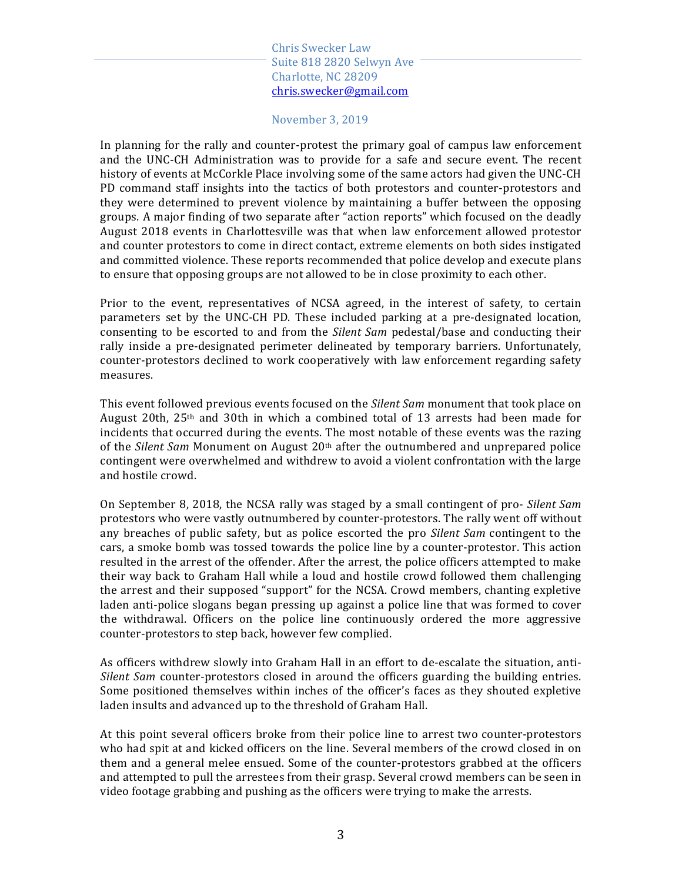In planning for the rally and counter-protest the primary goal of campus law enforcement and the UNC-CH Administration was to provide for a safe and secure event. The recent history of events at McCorkle Place involving some of the same actors had given the UNC-CH PD command staff insights into the tactics of both protestors and counter-protestors and they were determined to prevent violence by maintaining a buffer between the opposing groups. A major finding of two separate after "action reports" which focused on the deadly August 2018 events in Charlottesville was that when law enforcement allowed protestor and counter protestors to come in direct contact, extreme elements on both sides instigated and committed violence. These reports recommended that police develop and execute plans to ensure that opposing groups are not allowed to be in close proximity to each other.

Prior to the event, representatives of NCSA agreed, in the interest of safety, to certain parameters set by the UNC-CH PD. These included parking at a pre-designated location, consenting to be escorted to and from the *Silent Sam* pedestal/base and conducting their rally inside a pre-designated perimeter delineated by temporary barriers. Unfortunately, counter-protestors declined to work cooperatively with law enforcement regarding safety measures.

This event followed previous events focused on the *Silent Sam* monument that took place on August 20th, 25th and 30th in which a combined total of 13 arrests had been made for incidents that occurred during the events. The most notable of these events was the razing of the *Silent Sam* Monument on August 20th after the outnumbered and unprepared police contingent were overwhelmed and withdrew to avoid a violent confrontation with the large and hostile crowd.

On September 8, 2018, the NCSA rally was staged by a small contingent of pro- *Silent Sam* protestors who were vastly outnumbered by counter-protestors. The rally went off without any breaches of public safety, but as police escorted the pro *Silent Sam* contingent to the cars, a smoke bomb was tossed towards the police line by a counter-protestor. This action resulted in the arrest of the offender. After the arrest, the police officers attempted to make their way back to Graham Hall while a loud and hostile crowd followed them challenging the arrest and their supposed "support" for the NCSA. Crowd members, chanting expletive laden anti-police slogans began pressing up against a police line that was formed to cover the withdrawal. Officers on the police line continuously ordered the more aggressive counter-protestors to step back, however few complied.

As officers withdrew slowly into Graham Hall in an effort to de-escalate the situation, anti-*Silent Sam* counter-protestors closed in around the officers guarding the building entries. Some positioned themselves within inches of the officer's faces as they shouted expletive laden insults and advanced up to the threshold of Graham Hall.

At this point several officers broke from their police line to arrest two counter-protestors who had spit at and kicked officers on the line. Several members of the crowd closed in on them and a general melee ensued. Some of the counter-protestors grabbed at the officers and attempted to pull the arrestees from their grasp. Several crowd members can be seen in video footage grabbing and pushing as the officers were trying to make the arrests.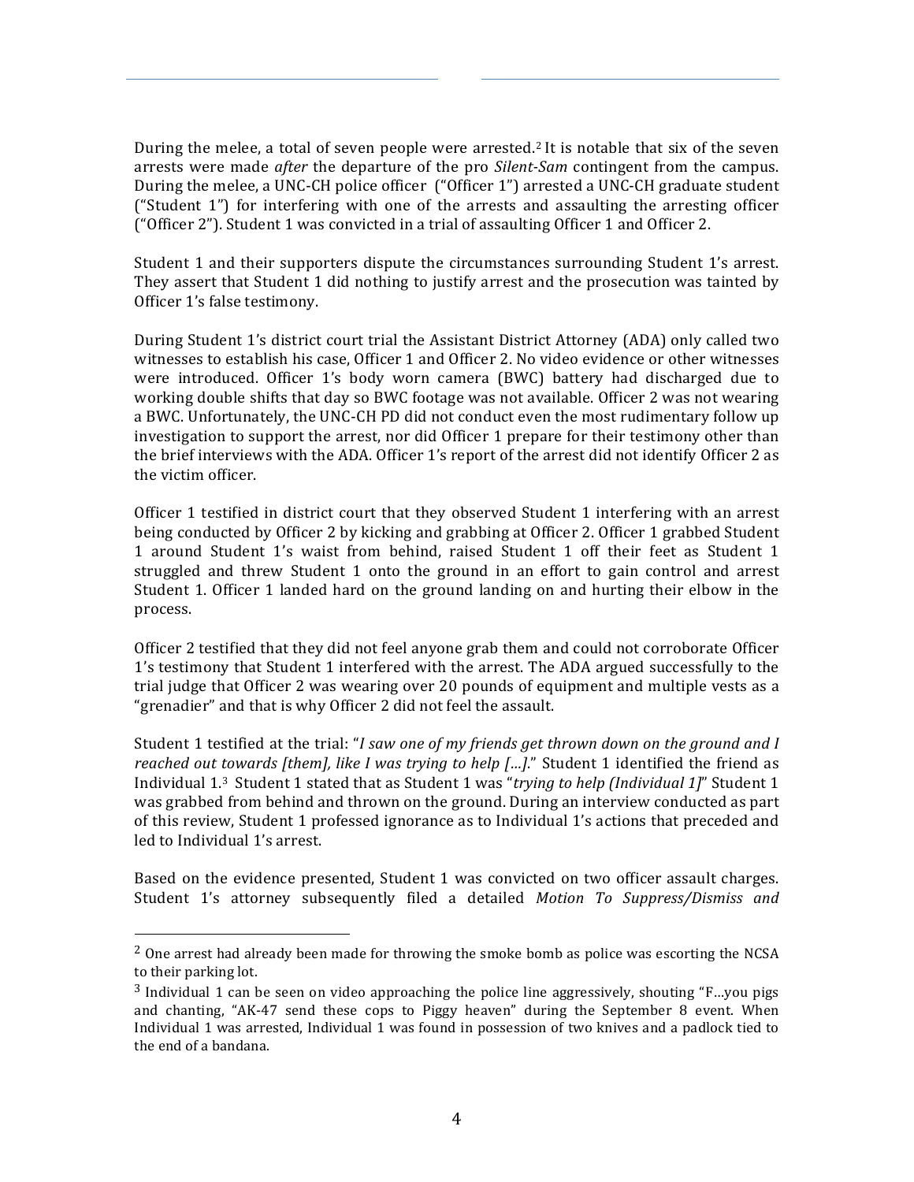During the melee, a total of seven people were arrested.[2] It is notable that six of the seven arrests were made *after* the departure of the pro *Silent-Sam* contingent from the campus. During the melee, a UNC-CH police officer ("Officer 1") arrested a UNC-CH graduate student ("Student 1") for interfering with one of the arrests and assaulting the arresting officer ("Officer 2"). Student 1 was convicted in a trial of assaulting Officer 1 and Officer 2.

Student 1 and their supporters dispute the circumstances surrounding Student 1's arrest. They assert that Student 1 did nothing to justify arrest and the prosecution was tainted by Officer 1's false testimony.

During Student 1's district court trial the Assistant District Attorney (ADA) only called two witnesses to establish his case, Officer 1 and Officer 2. No video evidence or other witnesses were introduced. Officer 1's body worn camera (BWC) battery had discharged due to working double shifts that day so BWC footage was not available. Officer 2 was not wearing a BWC. Unfortunately, the UNC-CH PD did not conduct even the most rudimentary follow up investigation to support the arrest, nor did Officer 1 prepare for their testimony other than the brief interviews with the ADA. Officer 1's report of the arrest did not identify Officer 2 as the victim officer.

Officer 1 testified in district court that they observed Student 1 interfering with an arrest being conducted by Officer 2 by kicking and grabbing at Officer 2. Officer 1 grabbed Student 1 around Student 1's waist from behind, raised Student 1 off their feet as Student 1 struggled and threw Student 1 onto the ground in an effort to gain control and arrest Student 1. Officer 1 landed hard on the ground landing on and hurting their elbow in the process.

Officer 2 testified that they did not feel anyone grab them and could not corroborate Officer 1's testimony that Student 1 interfered with the arrest. The ADA argued successfully to the trial judge that Officer 2 was wearing over 20 pounds of equipment and multiple vests as a "grenadier" and that is why Officer 2 did not feel the assault.

Student 1 testified at the trial: "*I saw one of my friends get thrown down on the ground and I reached out towards [them], like I was trying to help […].*" Student 1 identified the friend as Individual 1.[3] Student 1 stated that as Student 1 was "*trying to help (Individual 1)*" Student 1 was grabbed from behind and thrown on the ground. During an interview conducted as part of this review, Student 1 professed ignorance as to Individual 1's actions that preceded and led to Individual 1's arrest.

Based on the evidence presented, Student 1 was convicted on two officer assault charges. Student 1's attorney subsequently filed a detailed *Motion To Suppress/Dismiss and*

---

[2] One arrest had already been made for throwing the smoke bomb as police was escorting the NCSA to their parking lot.

[3] Individual 1 can be seen on video approaching the police line aggressively, shouting "F…you pigs and chanting, "AK-47 send these cops to Piggy heaven" during the September 8 event. When Individual 1 was arrested, Individual 1 was found in possession of two knives and a padlock tied to the end of a bandana.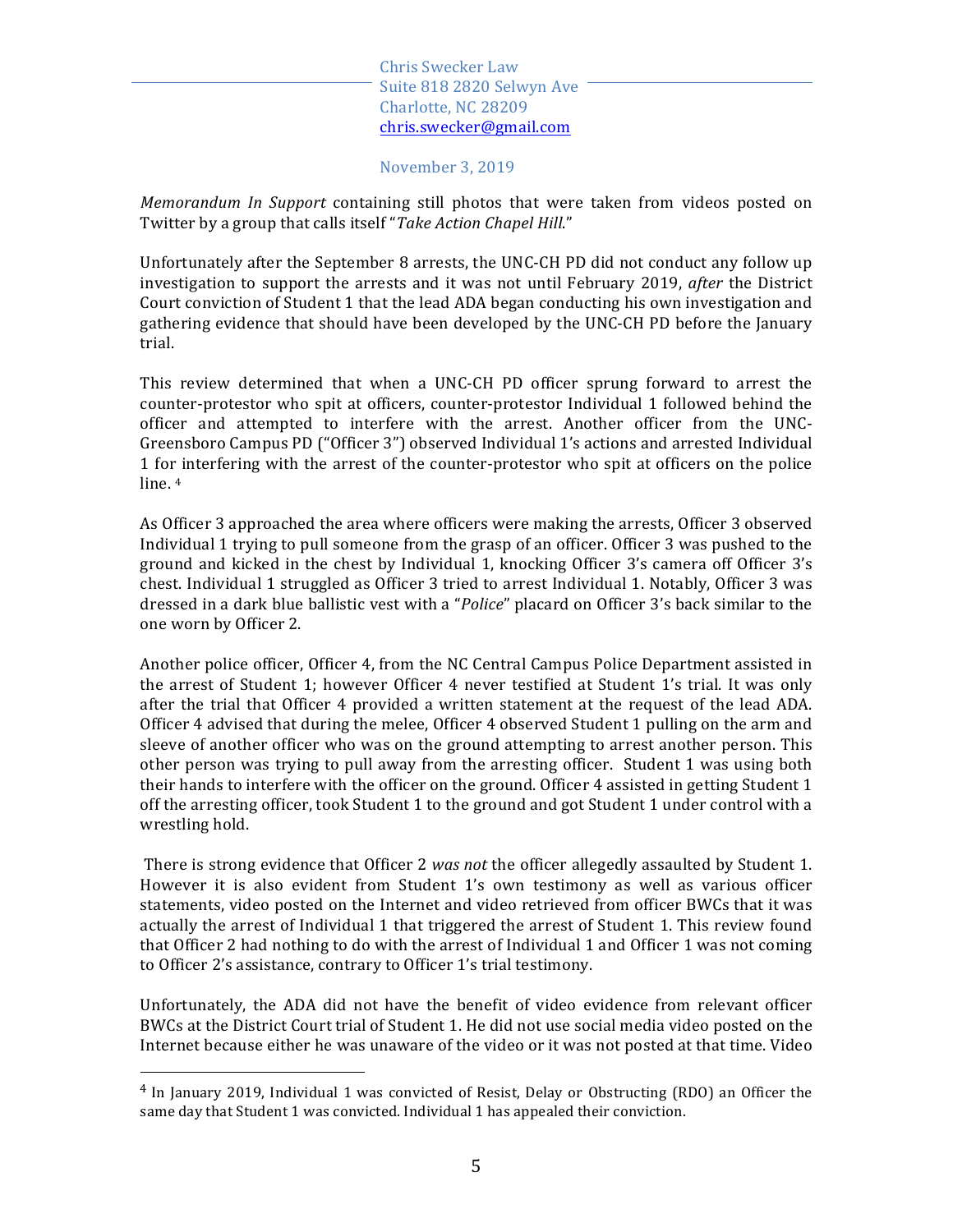*Memorandum In Support* containing still photos that were taken from videos posted on Twitter by a group that calls itself "*Take Action Chapel Hill*."

Unfortunately after the September 8 arrests, the UNC-CH PD did not conduct any follow up investigation to support the arrests and it was not until February 2019, *after* the District Court conviction of Student 1 that the lead ADA began conducting his own investigation and gathering evidence that should have been developed by the UNC-CH PD before the January trial.

This review determined that when a UNC-CH PD officer sprung forward to arrest the counter-protestor who spit at officers, counter-protestor Individual 1 followed behind the officer and attempted to interfere with the arrest. Another officer from the UNC-Greensboro Campus PD ("Officer 3") observed Individual 1's actions and arrested Individual 1 for interfering with the arrest of the counter-protestor who spit at officers on the police line. [4]

As Officer 3 approached the area where officers were making the arrests, Officer 3 observed Individual 1 trying to pull someone from the grasp of an officer. Officer 3 was pushed to the ground and kicked in the chest by Individual 1, knocking Officer 3's camera off Officer 3's chest. Individual 1 struggled as Officer 3 tried to arrest Individual 1. Notably, Officer 3 was dressed in a dark blue ballistic vest with a "*Police*" placard on Officer 3's back similar to the one worn by Officer 2.

Another police officer, Officer 4, from the NC Central Campus Police Department assisted in the arrest of Student 1; however Officer 4 never testified at Student 1's trial. It was only after the trial that Officer 4 provided a written statement at the request of the lead ADA. Officer 4 advised that during the melee, Officer 4 observed Student 1 pulling on the arm and sleeve of another officer who was on the ground attempting to arrest another person. This other person was trying to pull away from the arresting officer. Student 1 was using both their hands to interfere with the officer on the ground. Officer 4 assisted in getting Student 1 off the arresting officer, took Student 1 to the ground and got Student 1 under control with a wrestling hold.

There is strong evidence that Officer 2 *was not* the officer allegedly assaulted by Student 1. However it is also evident from Student 1's own testimony as well as various officer statements, video posted on the Internet and video retrieved from officer BWCs that it was actually the arrest of Individual 1 that triggered the arrest of Student 1. This review found that Officer 2 had nothing to do with the arrest of Individual 1 and Officer 1 was not coming to Officer 2's assistance, contrary to Officer 1's trial testimony.

Unfortunately, the ADA did not have the benefit of video evidence from relevant officer BWCs at the District Court trial of Student 1. He did not use social media video posted on the Internet because either he was unaware of the video or it was not posted at that time. Video

[4] In January 2019, Individual 1 was convicted of Resist, Delay or Obstructing (RDO) an Officer the same day that Student 1 was convicted. Individual 1 has appealed their conviction.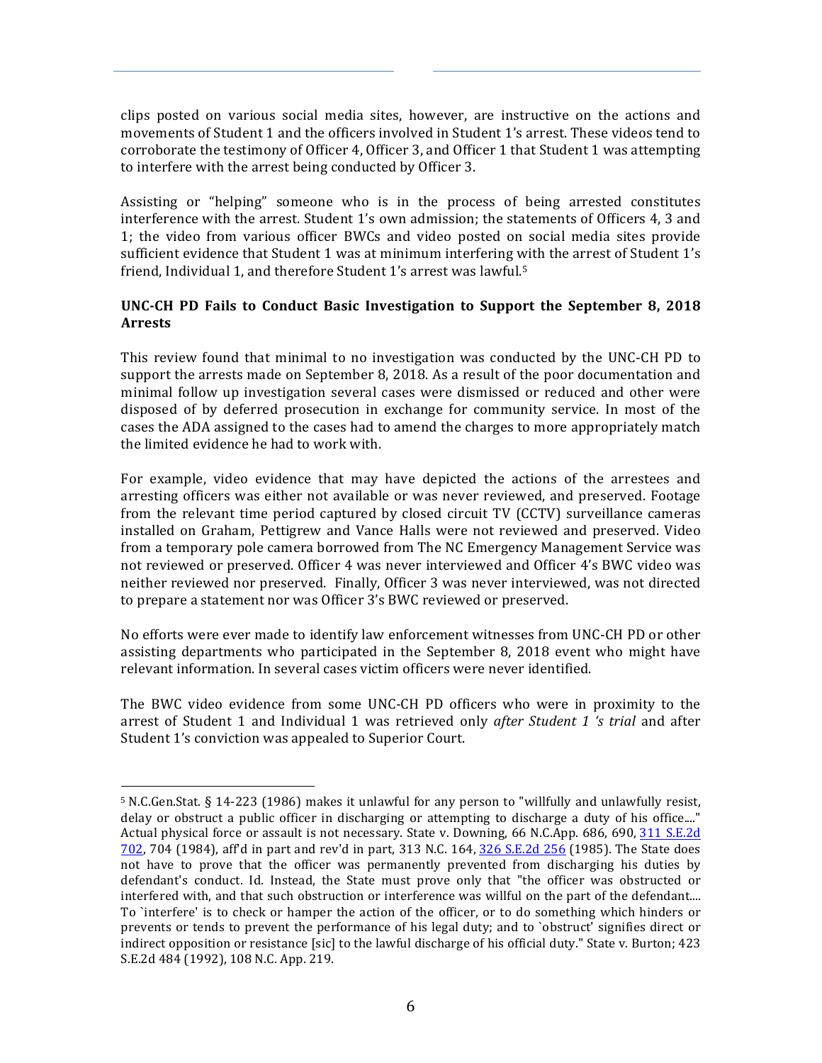clips posted on various social media sites, however, are instructive on the actions and movements of Student 1 and the officers involved in Student 1's arrest. These videos tend to corroborate the testimony of Officer 4, Officer 3, and Officer 1 that Student 1 was attempting to interfere with the arrest being conducted by Officer 3.

Assisting or "helping" someone who is in the process of being arrested constitutes interference with the arrest. Student 1's own admission; the statements of Officers 4, 3 and 1; the video from various officer BWCs and video posted on social media sites provide sufficient evidence that Student 1 was at minimum interfering with the arrest of Student 1's friend, Individual 1, and therefore Student 1's arrest was lawful.[5]

**UNC-CH PD Fails to Conduct Basic Investigation to Support the September 8, 2018 Arrests**

This review found that minimal to no investigation was conducted by the UNC-CH PD to support the arrests made on September 8, 2018. As a result of the poor documentation and minimal follow up investigation several cases were dismissed or reduced and other were disposed of by deferred prosecution in exchange for community service. In most of the cases the ADA assigned to the cases had to amend the charges to more appropriately match the limited evidence he had to work with.

For example, video evidence that may have depicted the actions of the arrestees and arresting officers was either not available or was never reviewed, and preserved. Footage from the relevant time period captured by closed circuit TV (CCTV) surveillance cameras installed on Graham, Pettigrew and Vance Halls were not reviewed and preserved. Video from a temporary pole camera borrowed from The NC Emergency Management Service was not reviewed or preserved. Officer 4 was never interviewed and Officer 4's BWC video was neither reviewed nor preserved. Finally, Officer 3 was never interviewed, was not directed to prepare a statement nor was Officer 3's BWC reviewed or preserved.

No efforts were ever made to identify law enforcement witnesses from UNC-CH PD or other assisting departments who participated in the September 8, 2018 event who might have relevant information. In several cases victim officers were never identified.

The BWC video evidence from some UNC-CH PD officers who were in proximity to the arrest of Student 1 and Individual 1 was retrieved only *after Student 1 's trial* and after Student 1's conviction was appealed to Superior Court.

---

[5] N.C.Gen.Stat. § 14-223 (1986) makes it unlawful for any person to "willfully and unlawfully resist, delay or obstruct a public officer in discharging or attempting to discharge a duty of his office...." Actual physical force or assault is not necessary. State v. Downing, 66 N.C.App. 686, 690, 311 S.E.2d 702, 704 (1984), aff'd in part and rev'd in part, 313 N.C. 164, 326 S.E.2d 256 (1985). The State does not have to prove that the officer was permanently prevented from discharging his duties by defendant's conduct. Id. Instead, the State must prove only that "the officer was obstructed or interfered with, and that such obstruction or interference was willful on the part of the defendant.... To `interfere' is to check or hamper the action of the officer, or to do something which hinders or prevents or tends to prevent the performance of his legal duty; and to `obstruct' signifies direct or indirect opposition or resistance [sic] to the lawful discharge of his official duty." State v. Burton; 423 S.E.2d 484 (1992), 108 N.C. App. 219.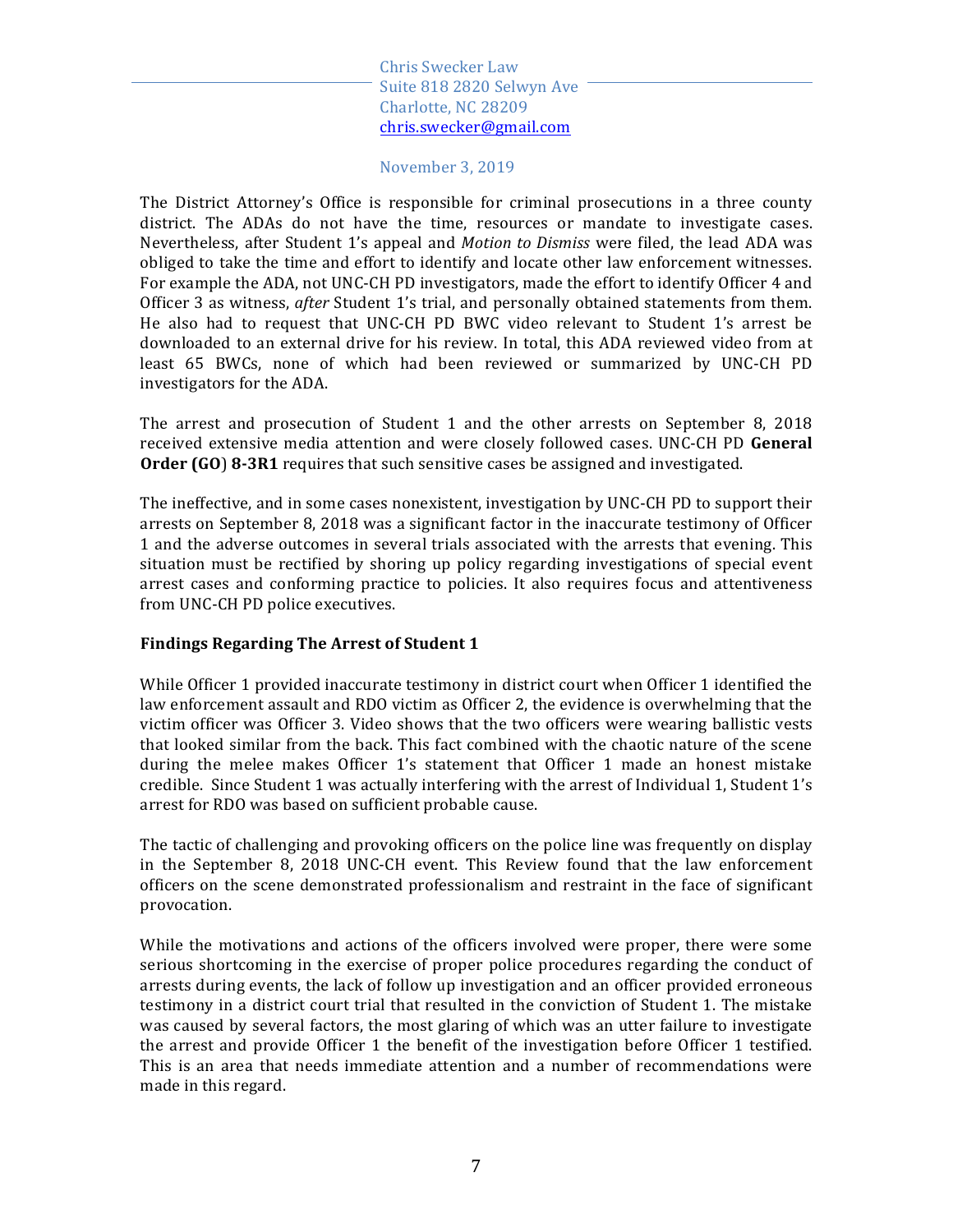The District Attorney's Office is responsible for criminal prosecutions in a three county district. The ADAs do not have the time, resources or mandate to investigate cases. Nevertheless, after Student 1's appeal and *Motion to Dismiss* were filed, the lead ADA was obliged to take the time and effort to identify and locate other law enforcement witnesses. For example the ADA, not UNC-CH PD investigators, made the effort to identify Officer 4 and Officer 3 as witness, *after* Student 1's trial, and personally obtained statements from them. He also had to request that UNC-CH PD BWC video relevant to Student 1's arrest be downloaded to an external drive for his review. In total, this ADA reviewed video from at least 65 BWCs, none of which had been reviewed or summarized by UNC-CH PD investigators for the ADA.

The arrest and prosecution of Student 1 and the other arrests on September 8, 2018 received extensive media attention and were closely followed cases. UNC-CH PD **General Order (GO) 8-3R1** requires that such sensitive cases be assigned and investigated.

The ineffective, and in some cases nonexistent, investigation by UNC-CH PD to support their arrests on September 8, 2018 was a significant factor in the inaccurate testimony of Officer 1 and the adverse outcomes in several trials associated with the arrests that evening. This situation must be rectified by shoring up policy regarding investigations of special event arrest cases and conforming practice to policies. It also requires focus and attentiveness from UNC-CH PD police executives.

**Findings Regarding The Arrest of Student 1**

While Officer 1 provided inaccurate testimony in district court when Officer 1 identified the law enforcement assault and RDO victim as Officer 2, the evidence is overwhelming that the victim officer was Officer 3. Video shows that the two officers were wearing ballistic vests that looked similar from the back. This fact combined with the chaotic nature of the scene during the melee makes Officer 1's statement that Officer 1 made an honest mistake credible. Since Student 1 was actually interfering with the arrest of Individual 1, Student 1's arrest for RDO was based on sufficient probable cause.

The tactic of challenging and provoking officers on the police line was frequently on display in the September 8, 2018 UNC-CH event. This Review found that the law enforcement officers on the scene demonstrated professionalism and restraint in the face of significant provocation.

While the motivations and actions of the officers involved were proper, there were some serious shortcoming in the exercise of proper police procedures regarding the conduct of arrests during events, the lack of follow up investigation and an officer provided erroneous testimony in a district court trial that resulted in the conviction of Student 1. The mistake was caused by several factors, the most glaring of which was an utter failure to investigate the arrest and provide Officer 1 the benefit of the investigation before Officer 1 testified. This is an area that needs immediate attention and a number of recommendations were made in this regard.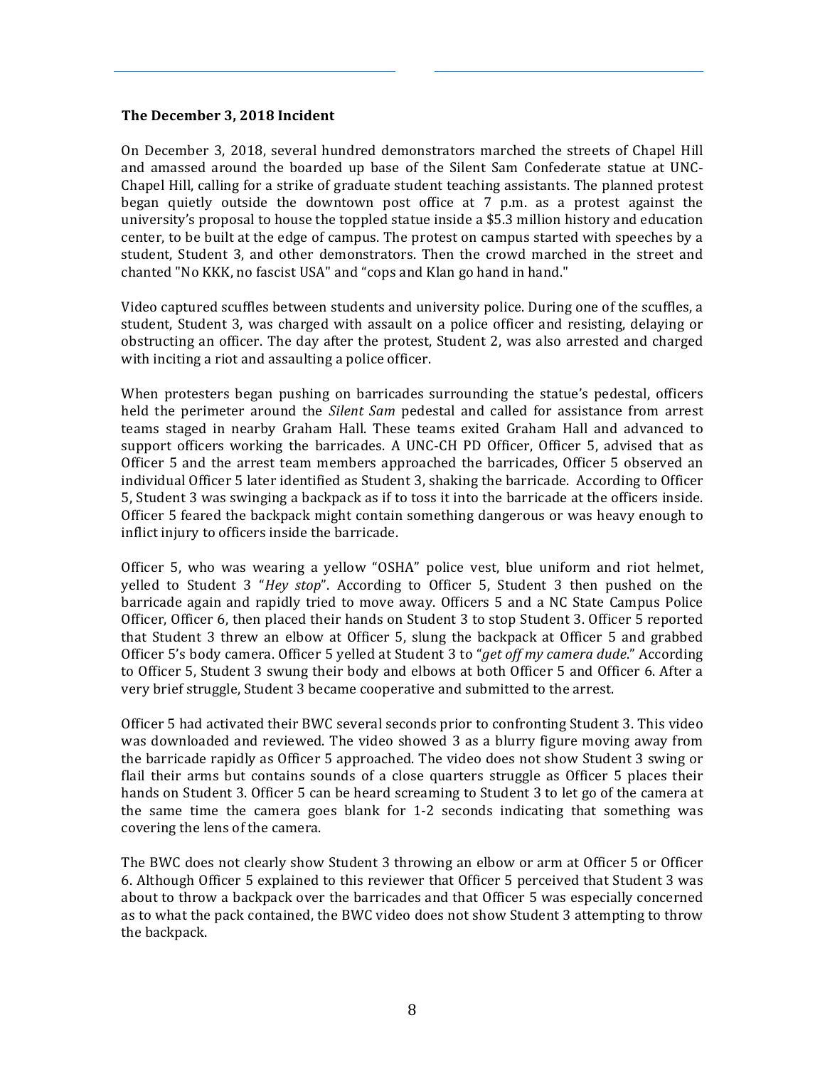**The December 3, 2018 Incident**

On December 3, 2018, several hundred demonstrators marched the streets of Chapel Hill and amassed around the boarded up base of the Silent Sam Confederate statue at UNC-Chapel Hill, calling for a strike of graduate student teaching assistants. The planned protest began quietly outside the downtown post office at 7 p.m. as a protest against the university's proposal to house the toppled statue inside a $5.3 million history and education center, to be built at the edge of campus. The protest on campus started with speeches by a student, Student 3, and other demonstrators. Then the crowd marched in the street and chanted "No KKK, no fascist USA" and "cops and Klan go hand in hand."

Video captured scuffles between students and university police. During one of the scuffles, a student, Student 3, was charged with assault on a police officer and resisting, delaying or obstructing an officer. The day after the protest, Student 2, was also arrested and charged with inciting a riot and assaulting a police officer.

When protesters began pushing on barricades surrounding the statue's pedestal, officers held the perimeter around the *Silent Sam* pedestal and called for assistance from arrest teams staged in nearby Graham Hall. These teams exited Graham Hall and advanced to support officers working the barricades. A UNC-CH PD Officer, Officer 5, advised that as Officer 5 and the arrest team members approached the barricades, Officer 5 observed an individual Officer 5 later identified as Student 3, shaking the barricade. According to Officer 5, Student 3 was swinging a backpack as if to toss it into the barricade at the officers inside. Officer 5 feared the backpack might contain something dangerous or was heavy enough to inflict injury to officers inside the barricade.

Officer 5, who was wearing a yellow "OSHA" police vest, blue uniform and riot helmet, yelled to Student 3 "*Hey stop*". According to Officer 5, Student 3 then pushed on the barricade again and rapidly tried to move away. Officers 5 and a NC State Campus Police Officer, Officer 6, then placed their hands on Student 3 to stop Student 3. Officer 5 reported that Student 3 threw an elbow at Officer 5, slung the backpack at Officer 5 and grabbed Officer 5's body camera. Officer 5 yelled at Student 3 to "*get off my camera dude*." According to Officer 5, Student 3 swung their body and elbows at both Officer 5 and Officer 6. After a very brief struggle, Student 3 became cooperative and submitted to the arrest.

Officer 5 had activated their BWC several seconds prior to confronting Student 3. This video was downloaded and reviewed. The video showed 3 as a blurry figure moving away from the barricade rapidly as Officer 5 approached. The video does not show Student 3 swing or flail their arms but contains sounds of a close quarters struggle as Officer 5 places their hands on Student 3. Officer 5 can be heard screaming to Student 3 to let go of the camera at the same time the camera goes blank for 1-2 seconds indicating that something was covering the lens of the camera.

The BWC does not clearly show Student 3 throwing an elbow or arm at Officer 5 or Officer 6. Although Officer 5 explained to this reviewer that Officer 5 perceived that Student 3 was about to throw a backpack over the barricades and that Officer 5 was especially concerned as to what the pack contained, the BWC video does not show Student 3 attempting to throw the backpack.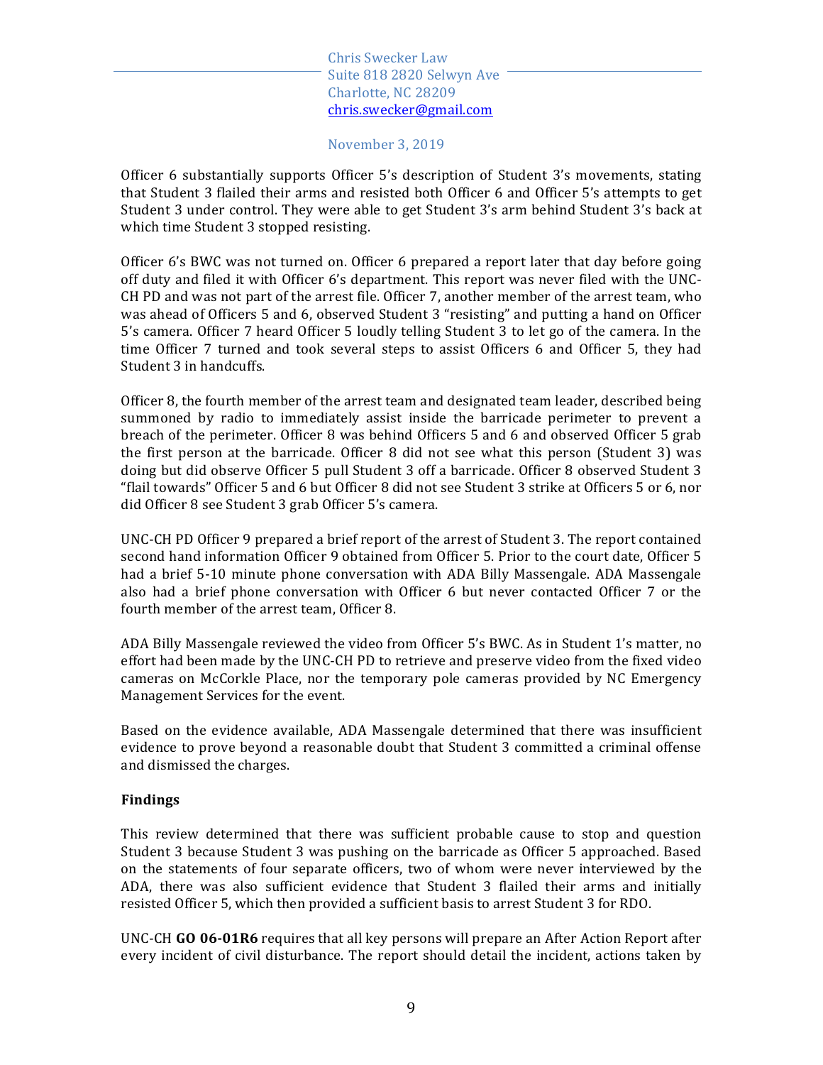Officer 6 substantially supports Officer 5's description of Student 3's movements, stating that Student 3 flailed their arms and resisted both Officer 6 and Officer 5's attempts to get Student 3 under control. They were able to get Student 3's arm behind Student 3's back at which time Student 3 stopped resisting.

Officer 6's BWC was not turned on. Officer 6 prepared a report later that day before going off duty and filed it with Officer 6's department. This report was never filed with the UNC-CH PD and was not part of the arrest file. Officer 7, another member of the arrest team, who was ahead of Officers 5 and 6, observed Student 3 "resisting" and putting a hand on Officer 5's camera. Officer 7 heard Officer 5 loudly telling Student 3 to let go of the camera. In the time Officer 7 turned and took several steps to assist Officers 6 and Officer 5, they had Student 3 in handcuffs.

Officer 8, the fourth member of the arrest team and designated team leader, described being summoned by radio to immediately assist inside the barricade perimeter to prevent a breach of the perimeter. Officer 8 was behind Officers 5 and 6 and observed Officer 5 grab the first person at the barricade. Officer 8 did not see what this person (Student 3) was doing but did observe Officer 5 pull Student 3 off a barricade. Officer 8 observed Student 3 "flail towards" Officer 5 and 6 but Officer 8 did not see Student 3 strike at Officers 5 or 6, nor did Officer 8 see Student 3 grab Officer 5's camera.

UNC-CH PD Officer 9 prepared a brief report of the arrest of Student 3. The report contained second hand information Officer 9 obtained from Officer 5. Prior to the court date, Officer 5 had a brief 5-10 minute phone conversation with ADA Billy Massengale. ADA Massengale also had a brief phone conversation with Officer 6 but never contacted Officer 7 or the fourth member of the arrest team, Officer 8.

ADA Billy Massengale reviewed the video from Officer 5's BWC. As in Student 1's matter, no effort had been made by the UNC-CH PD to retrieve and preserve video from the fixed video cameras on McCorkle Place, nor the temporary pole cameras provided by NC Emergency Management Services for the event.

Based on the evidence available, ADA Massengale determined that there was insufficient evidence to prove beyond a reasonable doubt that Student 3 committed a criminal offense and dismissed the charges.

**Findings**

This review determined that there was sufficient probable cause to stop and question Student 3 because Student 3 was pushing on the barricade as Officer 5 approached. Based on the statements of four separate officers, two of whom were never interviewed by the ADA, there was also sufficient evidence that Student 3 flailed their arms and initially resisted Officer 5, which then provided a sufficient basis to arrest Student 3 for RDO.

UNC-CH **GO 06-01R6** requires that all key persons will prepare an After Action Report after every incident of civil disturbance. The report should detail the incident, actions taken by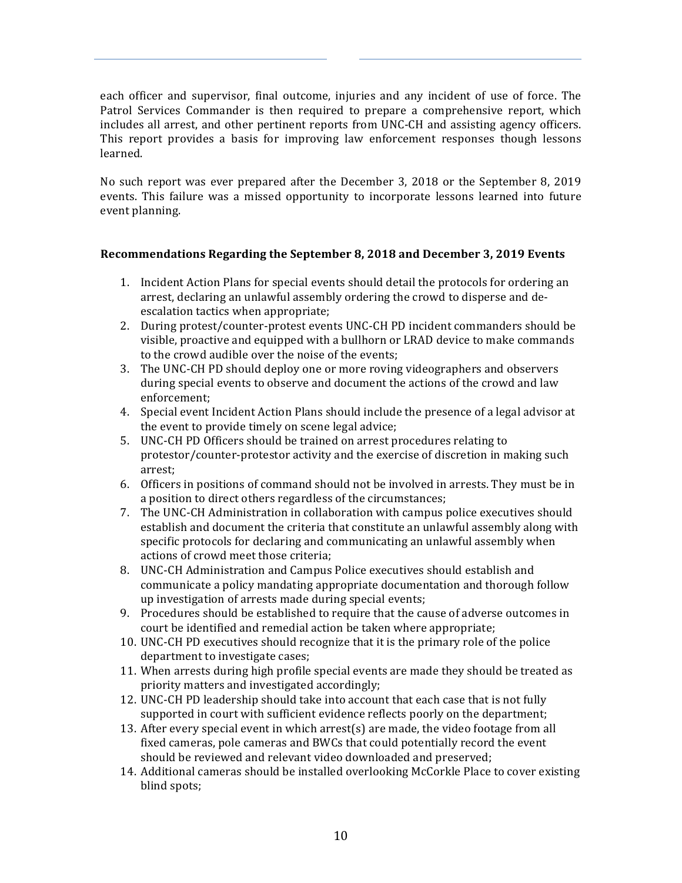each officer and supervisor, final outcome, injuries and any incident of use of force. The Patrol Services Commander is then required to prepare a comprehensive report, which includes all arrest, and other pertinent reports from UNC-CH and assisting agency officers. This report provides a basis for improving law enforcement responses though lessons learned.

No such report was ever prepared after the December 3, 2018 or the September 8, 2019 events. This failure was a missed opportunity to incorporate lessons learned into future event planning.

**Recommendations Regarding the September 8, 2018 and December 3, 2019 Events**

1. Incident Action Plans for special events should detail the protocols for ordering an arrest, declaring an unlawful assembly ordering the crowd to disperse and de-escalation tactics when appropriate;
2. During protest/counter-protest events UNC-CH PD incident commanders should be visible, proactive and equipped with a bullhorn or LRAD device to make commands to the crowd audible over the noise of the events;
3. The UNC-CH PD should deploy one or more roving videographers and observers during special events to observe and document the actions of the crowd and law enforcement;
4. Special event Incident Action Plans should include the presence of a legal advisor at the event to provide timely on scene legal advice;
5. UNC-CH PD Officers should be trained on arrest procedures relating to protestor/counter-protestor activity and the exercise of discretion in making such arrest;
6. Officers in positions of command should not be involved in arrests. They must be in a position to direct others regardless of the circumstances;
7. The UNC-CH Administration in collaboration with campus police executives should establish and document the criteria that constitute an unlawful assembly along with specific protocols for declaring and communicating an unlawful assembly when actions of crowd meet those criteria;
8. UNC-CH Administration and Campus Police executives should establish and communicate a policy mandating appropriate documentation and thorough follow up investigation of arrests made during special events;
9. Procedures should be established to require that the cause of adverse outcomes in court be identified and remedial action be taken where appropriate;
10. UNC-CH PD executives should recognize that it is the primary role of the police department to investigate cases;
11. When arrests during high profile special events are made they should be treated as priority matters and investigated accordingly;
12. UNC-CH PD leadership should take into account that each case that is not fully supported in court with sufficient evidence reflects poorly on the department;
13. After every special event in which arrest(s) are made, the video footage from all fixed cameras, pole cameras and BWCs that could potentially record the event should be reviewed and relevant video downloaded and preserved;
14. Additional cameras should be installed overlooking McCorkle Place to cover existing blind spots;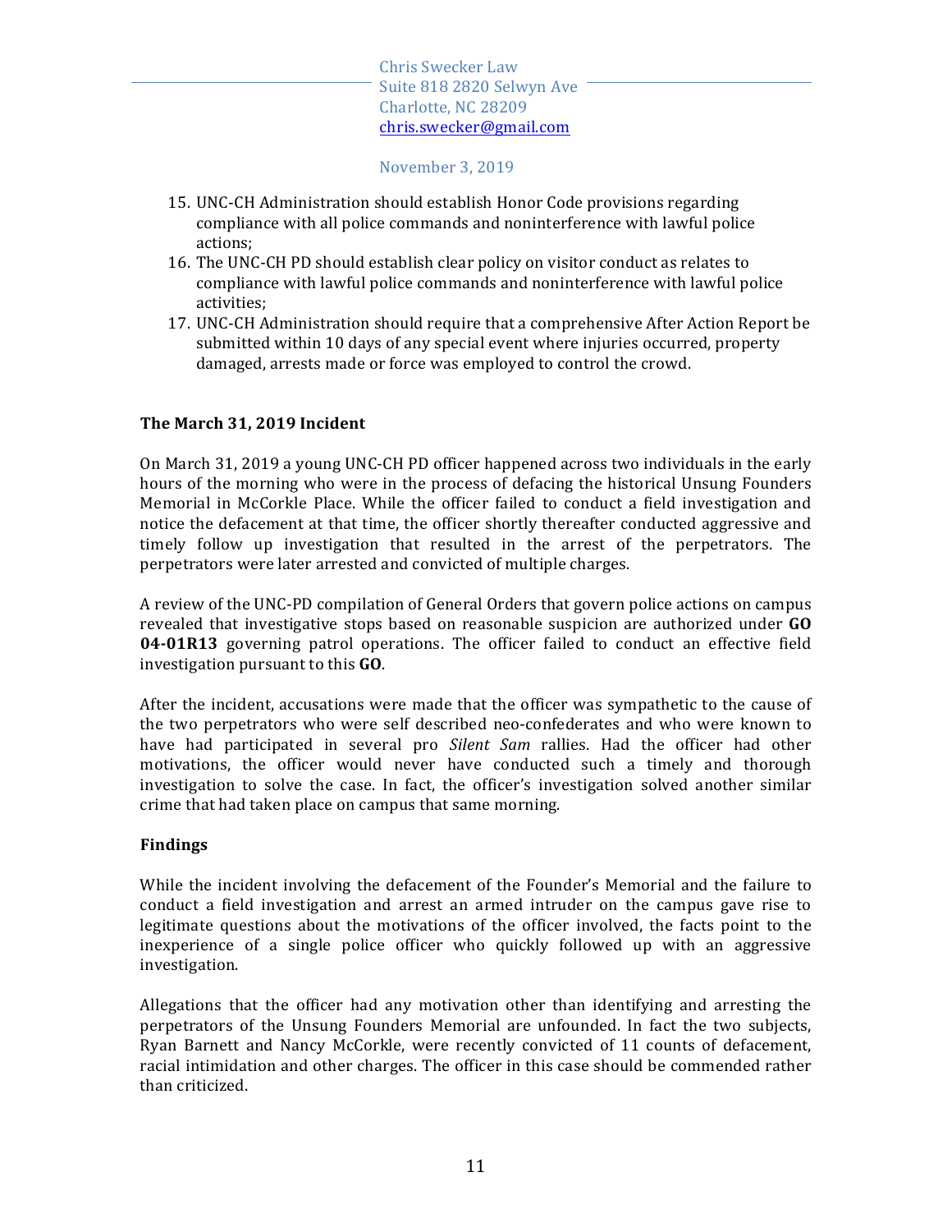15. UNC-CH Administration should establish Honor Code provisions regarding compliance with all police commands and noninterference with lawful police actions;
16. The UNC-CH PD should establish clear policy on visitor conduct as relates to compliance with lawful police commands and noninterference with lawful police activities;
17. UNC-CH Administration should require that a comprehensive After Action Report be submitted within 10 days of any special event where injuries occurred, property damaged, arrests made or force was employed to control the crowd.

### The March 31, 2019 Incident

On March 31, 2019 a young UNC-CH PD officer happened across two individuals in the early hours of the morning who were in the process of defacing the historical Unsung Founders Memorial in McCorkle Place. While the officer failed to conduct a field investigation and notice the defacement at that time, the officer shortly thereafter conducted aggressive and timely follow up investigation that resulted in the arrest of the perpetrators. The perpetrators were later arrested and convicted of multiple charges.

A review of the UNC-PD compilation of General Orders that govern police actions on campus revealed that investigative stops based on reasonable suspicion are authorized under **GO 04-01R13** governing patrol operations. The officer failed to conduct an effective field investigation pursuant to this **GO**.

After the incident, accusations were made that the officer was sympathetic to the cause of the two perpetrators who were self described neo-confederates and who were known to have had participated in several pro *Silent Sam* rallies. Had the officer had other motivations, the officer would never have conducted such a timely and thorough investigation to solve the case. In fact, the officer's investigation solved another similar crime that had taken place on campus that same morning.

### Findings

While the incident involving the defacement of the Founder's Memorial and the failure to conduct a field investigation and arrest an armed intruder on the campus gave rise to legitimate questions about the motivations of the officer involved, the facts point to the inexperience of a single police officer who quickly followed up with an aggressive investigation.

Allegations that the officer had any motivation other than identifying and arresting the perpetrators of the Unsung Founders Memorial are unfounded. In fact the two subjects, Ryan Barnett and Nancy McCorkle, were recently convicted of 11 counts of defacement, racial intimidation and other charges. The officer in this case should be commended rather than criticized.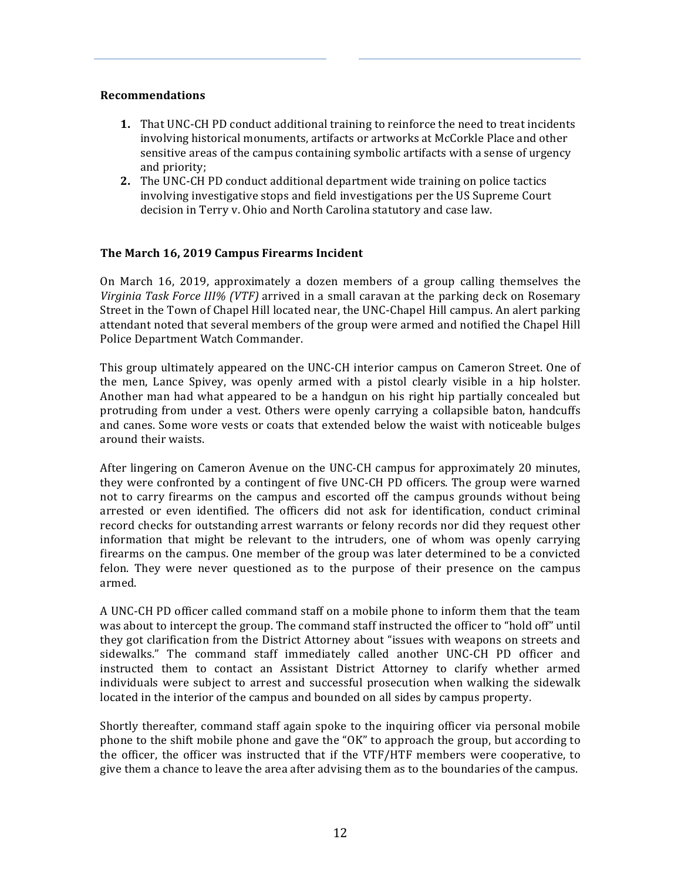### Recommendations

1. That UNC-CH PD conduct additional training to reinforce the need to treat incidents involving historical monuments, artifacts or artworks at McCorkle Place and other sensitive areas of the campus containing symbolic artifacts with a sense of urgency and priority;
2. The UNC-CH PD conduct additional department wide training on police tactics involving investigative stops and field investigations per the US Supreme Court decision in Terry v. Ohio and North Carolina statutory and case law.

### The March 16, 2019 Campus Firearms Incident

On March 16, 2019, approximately a dozen members of a group calling themselves the *Virginia Task Force III% (VTF)* arrived in a small caravan at the parking deck on Rosemary Street in the Town of Chapel Hill located near, the UNC-Chapel Hill campus. An alert parking attendant noted that several members of the group were armed and notified the Chapel Hill Police Department Watch Commander.

This group ultimately appeared on the UNC-CH interior campus on Cameron Street. One of the men, Lance Spivey, was openly armed with a pistol clearly visible in a hip holster. Another man had what appeared to be a handgun on his right hip partially concealed but protruding from under a vest. Others were openly carrying a collapsible baton, handcuffs and canes. Some wore vests or coats that extended below the waist with noticeable bulges around their waists.

After lingering on Cameron Avenue on the UNC-CH campus for approximately 20 minutes, they were confronted by a contingent of five UNC-CH PD officers. The group were warned not to carry firearms on the campus and escorted off the campus grounds without being arrested or even identified. The officers did not ask for identification, conduct criminal record checks for outstanding arrest warrants or felony records nor did they request other information that might be relevant to the intruders, one of whom was openly carrying firearms on the campus. One member of the group was later determined to be a convicted felon. They were never questioned as to the purpose of their presence on the campus armed.

A UNC-CH PD officer called command staff on a mobile phone to inform them that the team was about to intercept the group. The command staff instructed the officer to "hold off" until they got clarification from the District Attorney about "issues with weapons on streets and sidewalks." The command staff immediately called another UNC-CH PD officer and instructed them to contact an Assistant District Attorney to clarify whether armed individuals were subject to arrest and successful prosecution when walking the sidewalk located in the interior of the campus and bounded on all sides by campus property.

Shortly thereafter, command staff again spoke to the inquiring officer via personal mobile phone to the shift mobile phone and gave the "OK" to approach the group, but according to the officer, the officer was instructed that if the VTF/HTF members were cooperative, to give them a chance to leave the area after advising them as to the boundaries of the campus.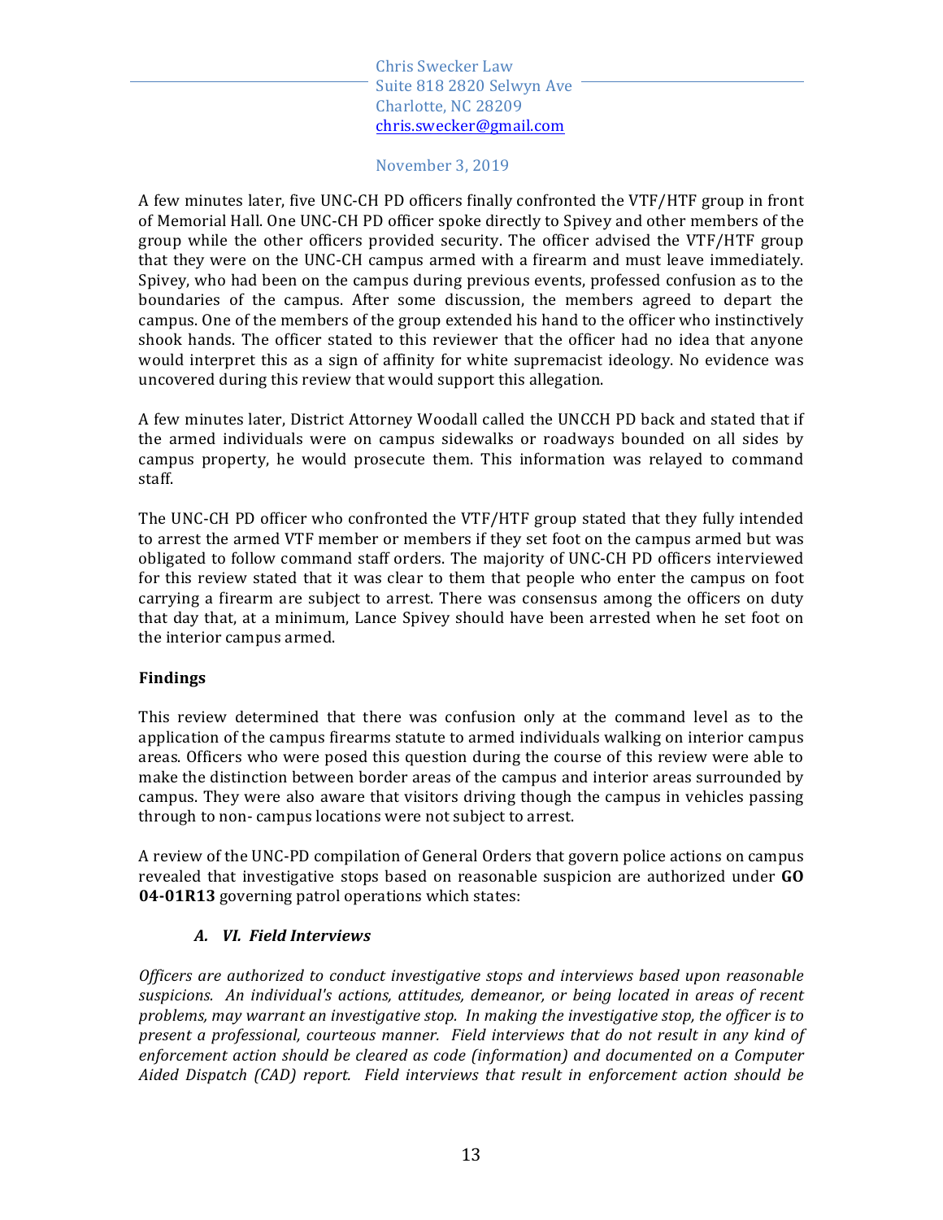A few minutes later, five UNC-CH PD officers finally confronted the VTF/HTF group in front of Memorial Hall. One UNC-CH PD officer spoke directly to Spivey and other members of the group while the other officers provided security. The officer advised the VTF/HTF group that they were on the UNC-CH campus armed with a firearm and must leave immediately. Spivey, who had been on the campus during previous events, professed confusion as to the boundaries of the campus. After some discussion, the members agreed to depart the campus. One of the members of the group extended his hand to the officer who instinctively shook hands. The officer stated to this reviewer that the officer had no idea that anyone would interpret this as a sign of affinity for white supremacist ideology. No evidence was uncovered during this review that would support this allegation.

A few minutes later, District Attorney Woodall called the UNCCH PD back and stated that if the armed individuals were on campus sidewalks or roadways bounded on all sides by campus property, he would prosecute them. This information was relayed to command staff.

The UNC-CH PD officer who confronted the VTF/HTF group stated that they fully intended to arrest the armed VTF member or members if they set foot on the campus armed but was obligated to follow command staff orders. The majority of UNC-CH PD officers interviewed for this review stated that it was clear to them that people who enter the campus on foot carrying a firearm are subject to arrest. There was consensus among the officers on duty that day that, at a minimum, Lance Spivey should have been arrested when he set foot on the interior campus armed.

**Findings**

This review determined that there was confusion only at the command level as to the application of the campus firearms statute to armed individuals walking on interior campus areas. Officers who were posed this question during the course of this review were able to make the distinction between border areas of the campus and interior areas surrounded by campus. They were also aware that visitors driving though the campus in vehicles passing through to non- campus locations were not subject to arrest.

A review of the UNC-PD compilation of General Orders that govern police actions on campus revealed that investigative stops based on reasonable suspicion are authorized under **GO 04-01R13** governing patrol operations which states:

***A. VI. Field Interviews***

*Officers are authorized to conduct investigative stops and interviews based upon reasonable suspicions. An individual's actions, attitudes, demeanor, or being located in areas of recent problems, may warrant an investigative stop. In making the investigative stop, the officer is to present a professional, courteous manner. Field interviews that do not result in any kind of enforcement action should be cleared as code (information) and documented on a Computer Aided Dispatch (CAD) report. Field interviews that result in enforcement action should be*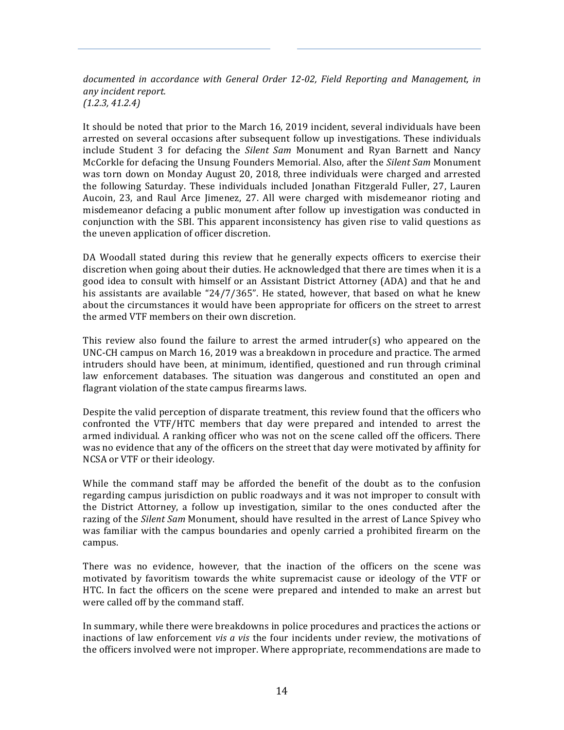*documented in accordance with General Order 12-02, Field Reporting and Management, in any incident report.*
*(1.2.3, 41.2.4)*

It should be noted that prior to the March 16, 2019 incident, several individuals have been arrested on several occasions after subsequent follow up investigations. These individuals include Student 3 for defacing the *Silent Sam* Monument and Ryan Barnett and Nancy McCorkle for defacing the Unsung Founders Memorial. Also, after the *Silent Sam* Monument was torn down on Monday August 20, 2018, three individuals were charged and arrested the following Saturday. These individuals included Jonathan Fitzgerald Fuller, 27, Lauren Aucoin, 23, and Raul Arce Jimenez, 27. All were charged with misdemeanor rioting and misdemeanor defacing a public monument after follow up investigation was conducted in conjunction with the SBI. This apparent inconsistency has given rise to valid questions as the uneven application of officer discretion.

DA Woodall stated during this review that he generally expects officers to exercise their discretion when going about their duties. He acknowledged that there are times when it is a good idea to consult with himself or an Assistant District Attorney (ADA) and that he and his assistants are available "24/7/365". He stated, however, that based on what he knew about the circumstances it would have been appropriate for officers on the street to arrest the armed VTF members on their own discretion.

This review also found the failure to arrest the armed intruder(s) who appeared on the UNC-CH campus on March 16, 2019 was a breakdown in procedure and practice. The armed intruders should have been, at minimum, identified, questioned and run through criminal law enforcement databases. The situation was dangerous and constituted an open and flagrant violation of the state campus firearms laws.

Despite the valid perception of disparate treatment, this review found that the officers who confronted the VTF/HTC members that day were prepared and intended to arrest the armed individual. A ranking officer who was not on the scene called off the officers. There was no evidence that any of the officers on the street that day were motivated by affinity for NCSA or VTF or their ideology.

While the command staff may be afforded the benefit of the doubt as to the confusion regarding campus jurisdiction on public roadways and it was not improper to consult with the District Attorney, a follow up investigation, similar to the ones conducted after the razing of the *Silent Sam* Monument, should have resulted in the arrest of Lance Spivey who was familiar with the campus boundaries and openly carried a prohibited firearm on the campus.

There was no evidence, however, that the inaction of the officers on the scene was motivated by favoritism towards the white supremacist cause or ideology of the VTF or HTC. In fact the officers on the scene were prepared and intended to make an arrest but were called off by the command staff.

In summary, while there were breakdowns in police procedures and practices the actions or inactions of law enforcement *vis a vis* the four incidents under review, the motivations of the officers involved were not improper. Where appropriate, recommendations are made to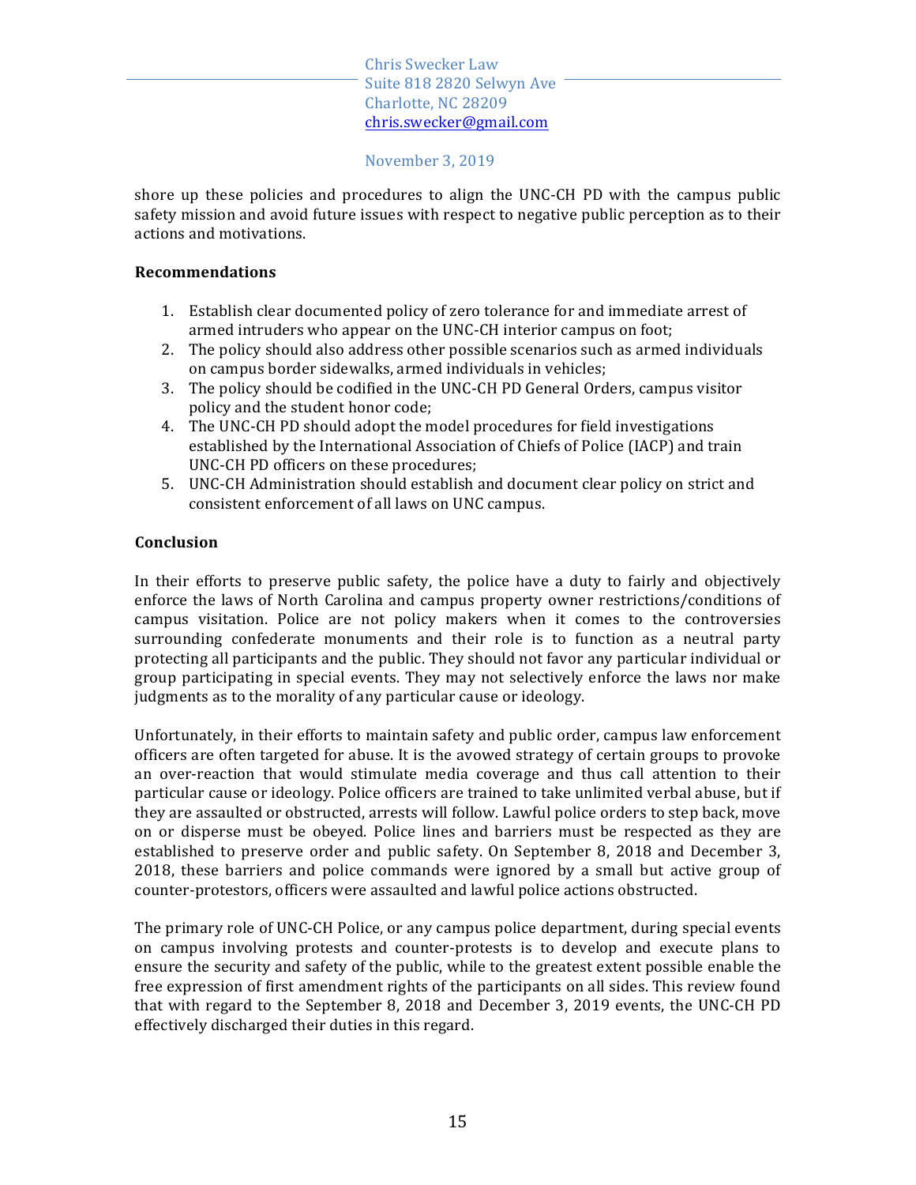shore up these policies and procedures to align the UNC-CH PD with the campus public safety mission and avoid future issues with respect to negative public perception as to their actions and motivations.

**Recommendations**

1. Establish clear documented policy of zero tolerance for and immediate arrest of armed intruders who appear on the UNC-CH interior campus on foot;
2. The policy should also address other possible scenarios such as armed individuals on campus border sidewalks, armed individuals in vehicles;
3. The policy should be codified in the UNC-CH PD General Orders, campus visitor policy and the student honor code;
4. The UNC-CH PD should adopt the model procedures for field investigations established by the International Association of Chiefs of Police (IACP) and train UNC-CH PD officers on these procedures;
5. UNC-CH Administration should establish and document clear policy on strict and consistent enforcement of all laws on UNC campus.

**Conclusion**

In their efforts to preserve public safety, the police have a duty to fairly and objectively enforce the laws of North Carolina and campus property owner restrictions/conditions of campus visitation. Police are not policy makers when it comes to the controversies surrounding confederate monuments and their role is to function as a neutral party protecting all participants and the public. They should not favor any particular individual or group participating in special events. They may not selectively enforce the laws nor make judgments as to the morality of any particular cause or ideology.

Unfortunately, in their efforts to maintain safety and public order, campus law enforcement officers are often targeted for abuse. It is the avowed strategy of certain groups to provoke an over-reaction that would stimulate media coverage and thus call attention to their particular cause or ideology. Police officers are trained to take unlimited verbal abuse, but if they are assaulted or obstructed, arrests will follow. Lawful police orders to step back, move on or disperse must be obeyed. Police lines and barriers must be respected as they are established to preserve order and public safety. On September 8, 2018 and December 3, 2018, these barriers and police commands were ignored by a small but active group of counter-protestors, officers were assaulted and lawful police actions obstructed.

The primary role of UNC-CH Police, or any campus police department, during special events on campus involving protests and counter-protests is to develop and execute plans to ensure the security and safety of the public, while to the greatest extent possible enable the free expression of first amendment rights of the participants on all sides. This review found that with regard to the September 8, 2018 and December 3, 2019 events, the UNC-CH PD effectively discharged their duties in this regard.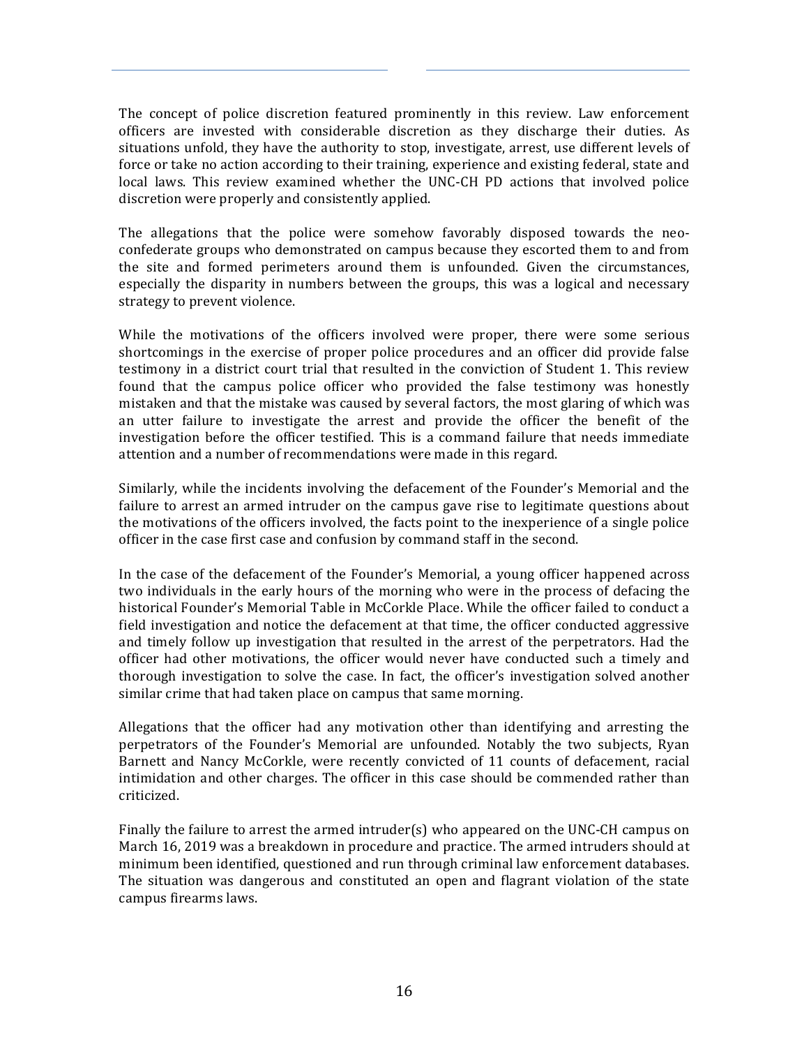The concept of police discretion featured prominently in this review. Law enforcement officers are invested with considerable discretion as they discharge their duties. As situations unfold, they have the authority to stop, investigate, arrest, use different levels of force or take no action according to their training, experience and existing federal, state and local laws. This review examined whether the UNC-CH PD actions that involved police discretion were properly and consistently applied.

The allegations that the police were somehow favorably disposed towards the neo-confederate groups who demonstrated on campus because they escorted them to and from the site and formed perimeters around them is unfounded. Given the circumstances, especially the disparity in numbers between the groups, this was a logical and necessary strategy to prevent violence.

While the motivations of the officers involved were proper, there were some serious shortcomings in the exercise of proper police procedures and an officer did provide false testimony in a district court trial that resulted in the conviction of Student 1. This review found that the campus police officer who provided the false testimony was honestly mistaken and that the mistake was caused by several factors, the most glaring of which was an utter failure to investigate the arrest and provide the officer the benefit of the investigation before the officer testified. This is a command failure that needs immediate attention and a number of recommendations were made in this regard.

Similarly, while the incidents involving the defacement of the Founder's Memorial and the failure to arrest an armed intruder on the campus gave rise to legitimate questions about the motivations of the officers involved, the facts point to the inexperience of a single police officer in the case first case and confusion by command staff in the second.

In the case of the defacement of the Founder's Memorial, a young officer happened across two individuals in the early hours of the morning who were in the process of defacing the historical Founder's Memorial Table in McCorkle Place. While the officer failed to conduct a field investigation and notice the defacement at that time, the officer conducted aggressive and timely follow up investigation that resulted in the arrest of the perpetrators. Had the officer had other motivations, the officer would never have conducted such a timely and thorough investigation to solve the case. In fact, the officer's investigation solved another similar crime that had taken place on campus that same morning.

Allegations that the officer had any motivation other than identifying and arresting the perpetrators of the Founder's Memorial are unfounded. Notably the two subjects, Ryan Barnett and Nancy McCorkle, were recently convicted of 11 counts of defacement, racial intimidation and other charges. The officer in this case should be commended rather than criticized.

Finally the failure to arrest the armed intruder(s) who appeared on the UNC-CH campus on March 16, 2019 was a breakdown in procedure and practice. The armed intruders should at minimum been identified, questioned and run through criminal law enforcement databases. The situation was dangerous and constituted an open and flagrant violation of the state campus firearms laws.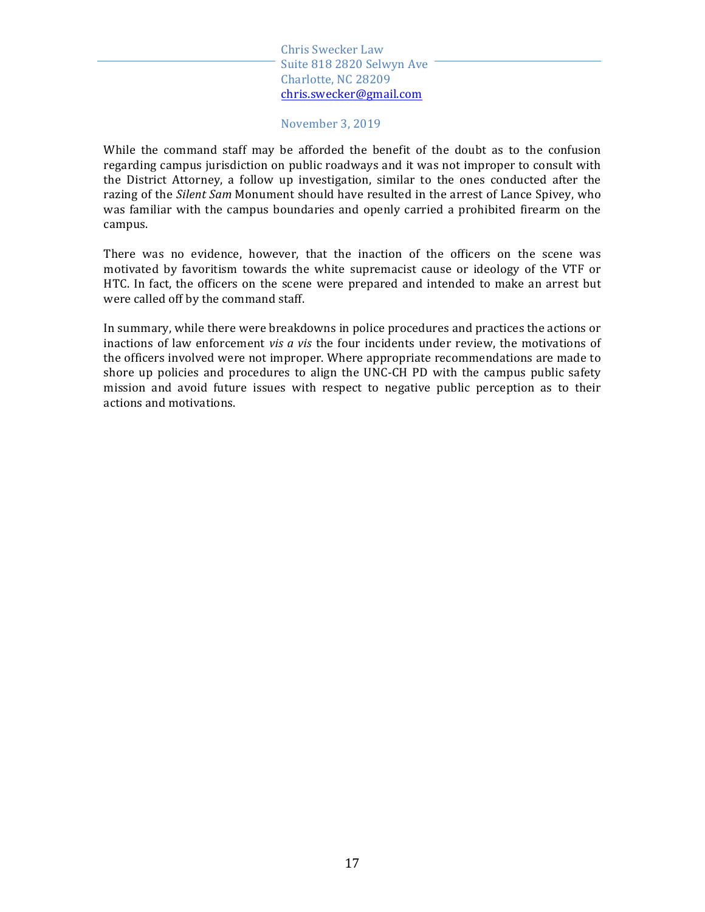While the command staff may be afforded the benefit of the doubt as to the confusion regarding campus jurisdiction on public roadways and it was not improper to consult with the District Attorney, a follow up investigation, similar to the ones conducted after the razing of the *Silent Sam* Monument should have resulted in the arrest of Lance Spivey, who was familiar with the campus boundaries and openly carried a prohibited firearm on the campus.

There was no evidence, however, that the inaction of the officers on the scene was motivated by favoritism towards the white supremacist cause or ideology of the VTF or HTC. In fact, the officers on the scene were prepared and intended to make an arrest but were called off by the command staff.

In summary, while there were breakdowns in police procedures and practices the actions or inactions of law enforcement *vis a vis* the four incidents under review, the motivations of the officers involved were not improper. Where appropriate recommendations are made to shore up policies and procedures to align the UNC-CH PD with the campus public safety mission and avoid future issues with respect to negative public perception as to their actions and motivations.